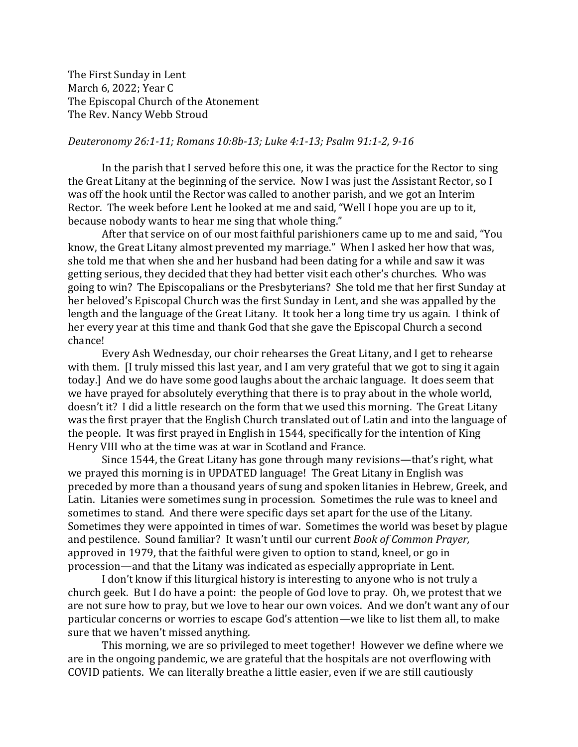The First Sunday in Lent
March 6, 2022; Year C
The Episcopal Church of the Atonement
The Rev. Nancy Webb Stroud

*Deuteronomy 26:1-11; Romans 10:8b-13; Luke 4:1-13; Psalm 91:1-2, 9-16*

In the parish that I served before this one, it was the practice for the Rector to sing the Great Litany at the beginning of the service. Now I was just the Assistant Rector, so I was off the hook until the Rector was called to another parish, and we got an Interim Rector. The week before Lent he looked at me and said, "Well I hope you are up to it, because nobody wants to hear me sing that whole thing."

After that service on of our most faithful parishioners came up to me and said, "You know, the Great Litany almost prevented my marriage." When I asked her how that was, she told me that when she and her husband had been dating for a while and saw it was getting serious, they decided that they had better visit each other's churches. Who was going to win? The Episcopalians or the Presbyterians? She told me that her first Sunday at her beloved's Episcopal Church was the first Sunday in Lent, and she was appalled by the length and the language of the Great Litany. It took her a long time try us again. I think of her every year at this time and thank God that she gave the Episcopal Church a second chance!

Every Ash Wednesday, our choir rehearses the Great Litany, and I get to rehearse with them. [I truly missed this last year, and I am very grateful that we got to sing it again today.] And we do have some good laughs about the archaic language. It does seem that we have prayed for absolutely everything that there is to pray about in the whole world, doesn't it? I did a little research on the form that we used this morning. The Great Litany was the first prayer that the English Church translated out of Latin and into the language of the people. It was first prayed in English in 1544, specifically for the intention of King Henry VIII who at the time was at war in Scotland and France.

Since 1544, the Great Litany has gone through many revisions—that's right, what we prayed this morning is in UPDATED language! The Great Litany in English was preceded by more than a thousand years of sung and spoken litanies in Hebrew, Greek, and Latin. Litanies were sometimes sung in procession. Sometimes the rule was to kneel and sometimes to stand. And there were specific days set apart for the use of the Litany. Sometimes they were appointed in times of war. Sometimes the world was beset by plague and pestilence. Sound familiar? It wasn't until our current *Book of Common Prayer,* approved in 1979, that the faithful were given to option to stand, kneel, or go in procession—and that the Litany was indicated as especially appropriate in Lent.

I don't know if this liturgical history is interesting to anyone who is not truly a church geek. But I do have a point: the people of God love to pray. Oh, we protest that we are not sure how to pray, but we love to hear our own voices. And we don't want any of our particular concerns or worries to escape God's attention—we like to list them all, to make sure that we haven't missed anything.

This morning, we are so privileged to meet together! However we define where we are in the ongoing pandemic, we are grateful that the hospitals are not overflowing with COVID patients. We can literally breathe a little easier, even if we are still cautiously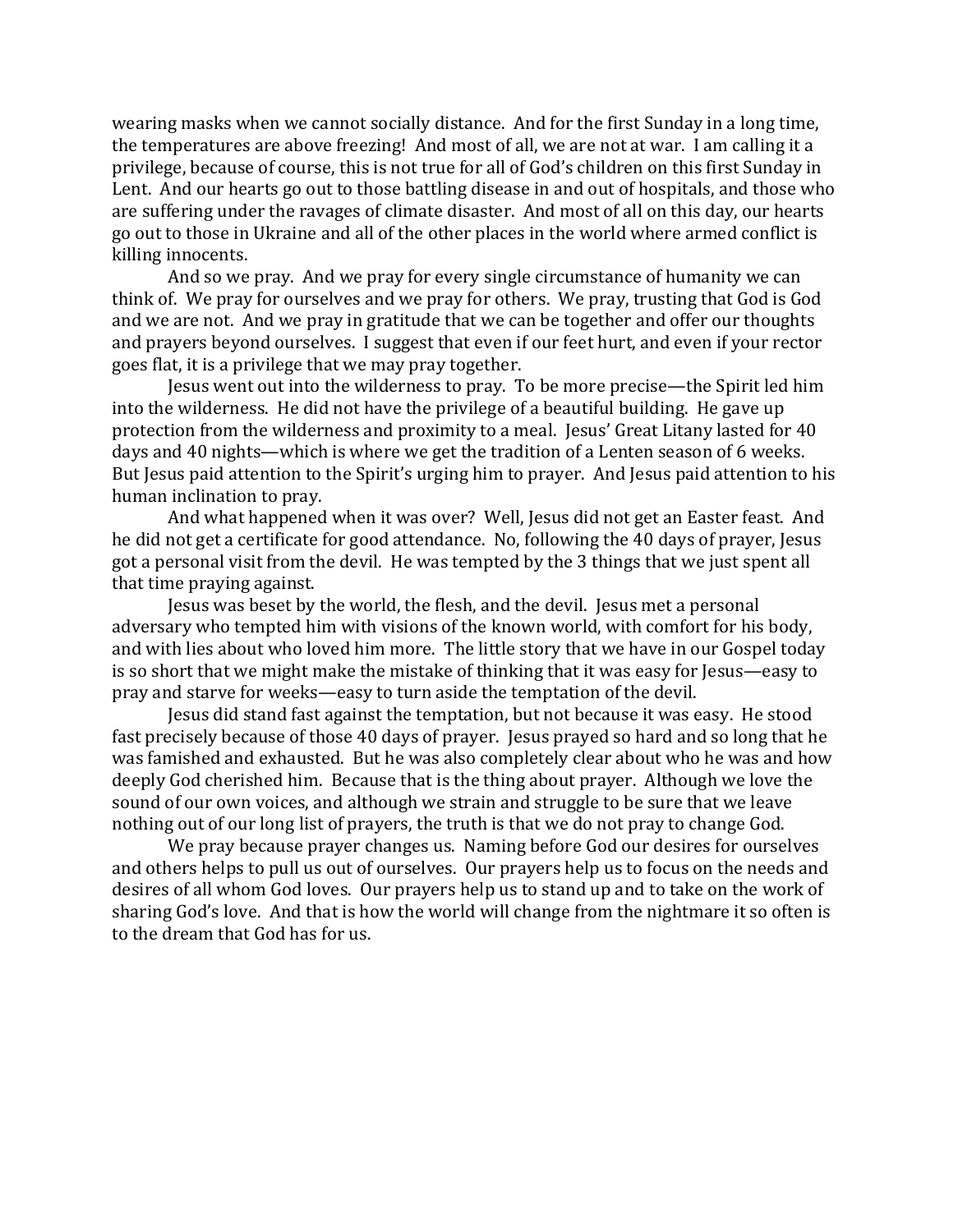wearing masks when we cannot socially distance. And for the first Sunday in a long time, the temperatures are above freezing! And most of all, we are not at war. I am calling it a privilege, because of course, this is not true for all of God's children on this first Sunday in Lent. And our hearts go out to those battling disease in and out of hospitals, and those who are suffering under the ravages of climate disaster. And most of all on this day, our hearts go out to those in Ukraine and all of the other places in the world where armed conflict is killing innocents.

And so we pray. And we pray for every single circumstance of humanity we can think of. We pray for ourselves and we pray for others. We pray, trusting that God is God and we are not. And we pray in gratitude that we can be together and offer our thoughts and prayers beyond ourselves. I suggest that even if our feet hurt, and even if your rector goes flat, it is a privilege that we may pray together.

Jesus went out into the wilderness to pray. To be more precise—the Spirit led him into the wilderness. He did not have the privilege of a beautiful building. He gave up protection from the wilderness and proximity to a meal. Jesus' Great Litany lasted for 40 days and 40 nights—which is where we get the tradition of a Lenten season of 6 weeks. But Jesus paid attention to the Spirit's urging him to prayer. And Jesus paid attention to his human inclination to pray.

And what happened when it was over? Well, Jesus did not get an Easter feast. And he did not get a certificate for good attendance. No, following the 40 days of prayer, Jesus got a personal visit from the devil. He was tempted by the 3 things that we just spent all that time praying against.

Jesus was beset by the world, the flesh, and the devil. Jesus met a personal adversary who tempted him with visions of the known world, with comfort for his body, and with lies about who loved him more. The little story that we have in our Gospel today is so short that we might make the mistake of thinking that it was easy for Jesus—easy to pray and starve for weeks—easy to turn aside the temptation of the devil.

Jesus did stand fast against the temptation, but not because it was easy. He stood fast precisely because of those 40 days of prayer. Jesus prayed so hard and so long that he was famished and exhausted. But he was also completely clear about who he was and how deeply God cherished him. Because that is the thing about prayer. Although we love the sound of our own voices, and although we strain and struggle to be sure that we leave nothing out of our long list of prayers, the truth is that we do not pray to change God.

We pray because prayer changes us. Naming before God our desires for ourselves and others helps to pull us out of ourselves. Our prayers help us to focus on the needs and desires of all whom God loves. Our prayers help us to stand up and to take on the work of sharing God's love. And that is how the world will change from the nightmare it so often is to the dream that God has for us.